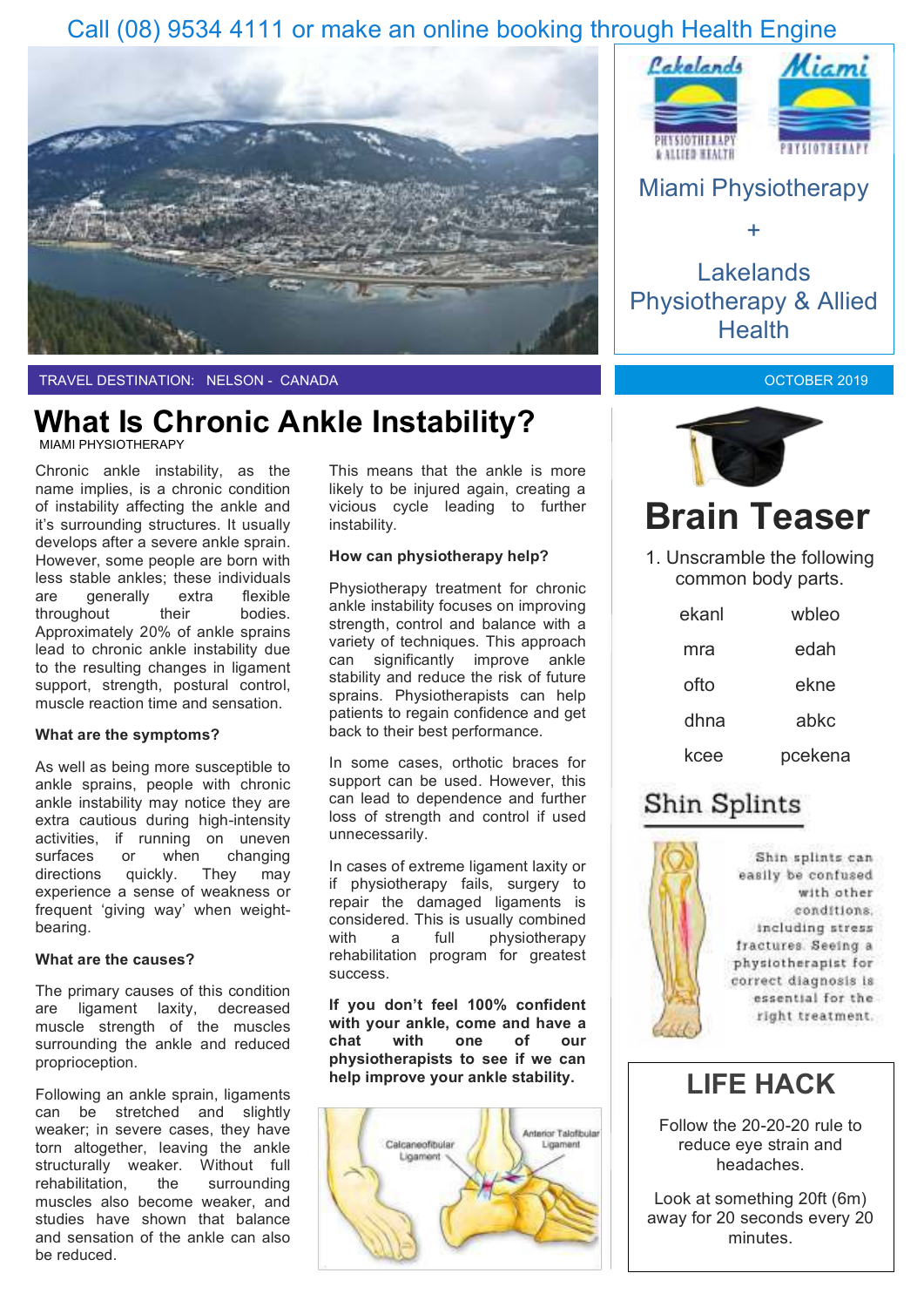Call (08) 9534 4111 or make an online booking through Health Engine

Miami Physiotherapy

+

Lakelands Physiotherapy & Allied Health

TRAVEL DESTINATION: NELSON - CANADA

OCTOBER 2019

# What Is Chronic Ankle Instability?

MIAMI PHYSIOTHERAPY

Chronic ankle instability, as the name implies, is a chronic condition of instability affecting the ankle and it's surrounding structures. It usually develops after a severe ankle sprain. However, some people are born with less stable ankles; these individuals are generally extra flexible throughout their bodies. Approximately 20% of ankle sprains lead to chronic ankle instability due to the resulting changes in ligament support, strength, postural control, muscle reaction time and sensation.

**What are the symptoms?**

As well as being more susceptible to ankle sprains, people with chronic ankle instability may notice they are extra cautious during high-intensity activities, if running on uneven surfaces or when changing directions quickly. They may experience a sense of weakness or frequent 'giving way' when weight-bearing.

**What are the causes?**

The primary causes of this condition are ligament laxity, decreased muscle strength of the muscles surrounding the ankle and reduced proprioception.

Following an ankle sprain, ligaments can be stretched and slightly weaker; in severe cases, they have torn altogether, leaving the ankle structurally weaker. Without full rehabilitation, the surrounding muscles also become weaker, and studies have shown that balance and sensation of the ankle can also be reduced.

This means that the ankle is more likely to be injured again, creating a vicious cycle leading to further instability.

**How can physiotherapy help?**

Physiotherapy treatment for chronic ankle instability focuses on improving strength, control and balance with a variety of techniques. This approach can significantly improve ankle stability and reduce the risk of future sprains. Physiotherapists can help patients to regain confidence and get back to their best performance.

In some cases, orthotic braces for support can be used. However, this can lead to dependence and further loss of strength and control if used unnecessarily.

In cases of extreme ligament laxity or if physiotherapy fails, surgery to repair the damaged ligaments is considered. This is usually combined with a full physiotherapy rehabilitation program for greatest success.

**If you don't feel 100% confident with your ankle, come and have a chat with one of our physiotherapists to see if we can help improve your ankle stability.**

Calcaneofibular Ligament

Anterior Talofibular Ligament

# Brain Teaser

1. Unscramble the following common body parts.

| | |
|---|---|
| ekanl | wbleo |
| mra | edah |
| ofto | ekne |
| dhna | abkc |
| kcee | pcekena |

## Shin Splints

Shin splints can easily be confused with other conditions, including stress fractures. Seeing a physiotherapist for correct diagnosis is essential for the right treatment.

## LIFE HACK

Follow the 20-20-20 rule to reduce eye strain and headaches.

Look at something 20ft (6m) away for 20 seconds every 20 minutes.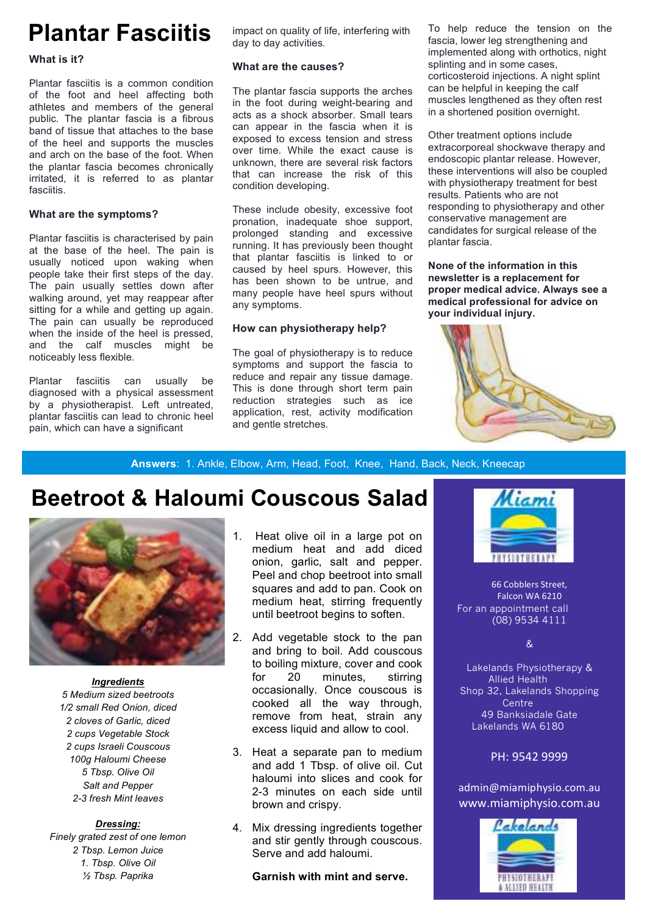# Plantar Fasciitis

### What is it?

Plantar fasciitis is a common condition of the foot and heel affecting both athletes and members of the general public. The plantar fascia is a fibrous band of tissue that attaches to the base of the heel and supports the muscles and arch on the base of the foot. When the plantar fascia becomes chronically irritated, it is referred to as plantar fasciitis.

### What are the symptoms?

Plantar fasciitis is characterised by pain at the base of the heel. The pain is usually noticed upon waking when people take their first steps of the day. The pain usually settles down after walking around, yet may reappear after sitting for a while and getting up again. The pain can usually be reproduced when the inside of the heel is pressed, and the calf muscles might be noticeably less flexible.

Plantar fasciitis can usually be diagnosed with a physical assessment by a physiotherapist. Left untreated, plantar fasciitis can lead to chronic heel pain, which can have a significant impact on quality of life, interfering with day to day activities.

### What are the causes?

The plantar fascia supports the arches in the foot during weight-bearing and acts as a shock absorber. Small tears can appear in the fascia when it is exposed to excess tension and stress over time. While the exact cause is unknown, there are several risk factors that can increase the risk of this condition developing.

These include obesity, excessive foot pronation, inadequate shoe support, prolonged standing and excessive running. It has previously been thought that plantar fasciitis is linked to or caused by heel spurs. However, this has been shown to be untrue, and many people have heel spurs without any symptoms.

### How can physiotherapy help?

The goal of physiotherapy is to reduce symptoms and support the fascia to reduce and repair any tissue damage. This is done through short term pain reduction strategies such as ice application, rest, activity modification and gentle stretches.

To help reduce the tension on the fascia, lower leg strengthening and implemented along with orthotics, night splinting and in some cases, corticosteroid injections. A night splint can be helpful in keeping the calf muscles lengthened as they often rest in a shortened position overnight.

Other treatment options include extracorporeal shockwave therapy and endoscopic plantar release. However, these interventions will also be coupled with physiotherapy treatment for best results. Patients who are not responding to physiotherapy and other conservative management are candidates for surgical release of the plantar fascia.

**None of the information in this newsletter is a replacement for proper medical advice. Always see a medical professional for advice on your individual injury.**

**Answers**: 1. Ankle, Elbow, Arm, Head, Foot, Knee, Hand, Back, Neck, Kneecap

# Beetroot & Haloumi Couscous Salad

***Ingredients***

*5 Medium sized beetroots*
*1/2 small Red Onion, diced*
*2 cloves of Garlic, diced*
*2 cups Vegetable Stock*
*2 cups Israeli Couscous*
*100g Haloumi Cheese*
*5 Tbsp. Olive Oil*
*Salt and Pepper*
*2-3 fresh Mint leaves*

***Dressing:***

*Finely grated zest of one lemon*
*2 Tbsp. Lemon Juice*
*1. Tbsp. Olive Oil*
*½ Tbsp. Paprika*

1. Heat olive oil in a large pot on medium heat and add diced onion, garlic, salt and pepper. Peel and chop beetroot into small squares and add to pan. Cook on medium heat, stirring frequently until beetroot begins to soften.
2. Add vegetable stock to the pan and bring to boil. Add couscous to boiling mixture, cover and cook for 20 minutes, stirring occasionally. Once couscous is cooked all the way through, remove from heat, strain any excess liquid and allow to cool.
3. Heat a separate pan to medium and add 1 Tbsp. of olive oil. Cut haloumi into slices and cook for 2-3 minutes on each side until brown and crispy.
4. Mix dressing ingredients together and stir gently through couscous. Serve and add haloumi.

**Garnish with mint and serve.**

Miami Physiotherapy

66 Cobblers Street,
Falcon WA 6210
For an appointment call
(08) 9534 4111

&

Lakelands Physiotherapy & Allied Health
Shop 32, Lakelands Shopping Centre
49 Banksiadale Gate
Lakelands WA 6180

PH: 9542 9999

admin@miamiphysio.com.au
www.miamiphysio.com.au

Lakelands Physiotherapy & Allied Health